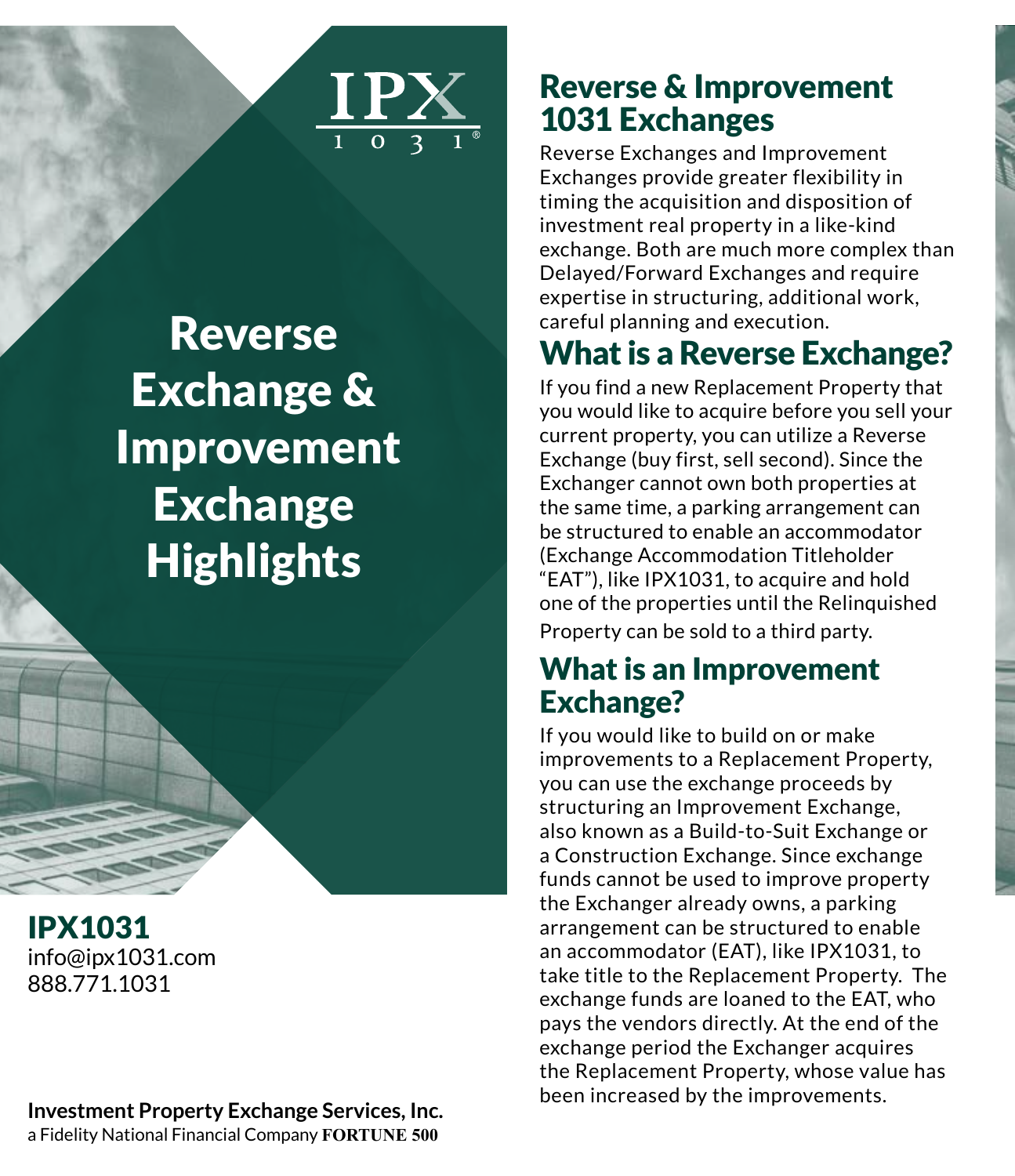# Reverse Exchange & Improvement Exchange Highlights

**IPX1031**
info@ipx1031.com
888.771.1031

**Investment Property Exchange Services, Inc.**
a Fidelity National Financial Company **FORTUNE 500**

## Reverse & Improvement 1031 Exchanges

Reverse Exchanges and Improvement Exchanges provide greater flexibility in timing the acquisition and disposition of investment real property in a like-kind exchange. Both are much more complex than Delayed/Forward Exchanges and require expertise in structuring, additional work, careful planning and execution.

## What is a Reverse Exchange?

If you find a new Replacement Property that you would like to acquire before you sell your current property, you can utilize a Reverse Exchange (buy first, sell second). Since the Exchanger cannot own both properties at the same time, a parking arrangement can be structured to enable an accommodator (Exchange Accommodation Titleholder "EAT"), like IPX1031, to acquire and hold one of the properties until the Relinquished Property can be sold to a third party.

## What is an Improvement Exchange?

If you would like to build on or make improvements to a Replacement Property, you can use the exchange proceeds by structuring an Improvement Exchange, also known as a Build-to-Suit Exchange or a Construction Exchange. Since exchange funds cannot be used to improve property the Exchanger already owns, a parking arrangement can be structured to enable an accommodator (EAT), like IPX1031, to take title to the Replacement Property. The exchange funds are loaned to the EAT, who pays the vendors directly. At the end of the exchange period the Exchanger acquires the Replacement Property, whose value has been increased by the improvements.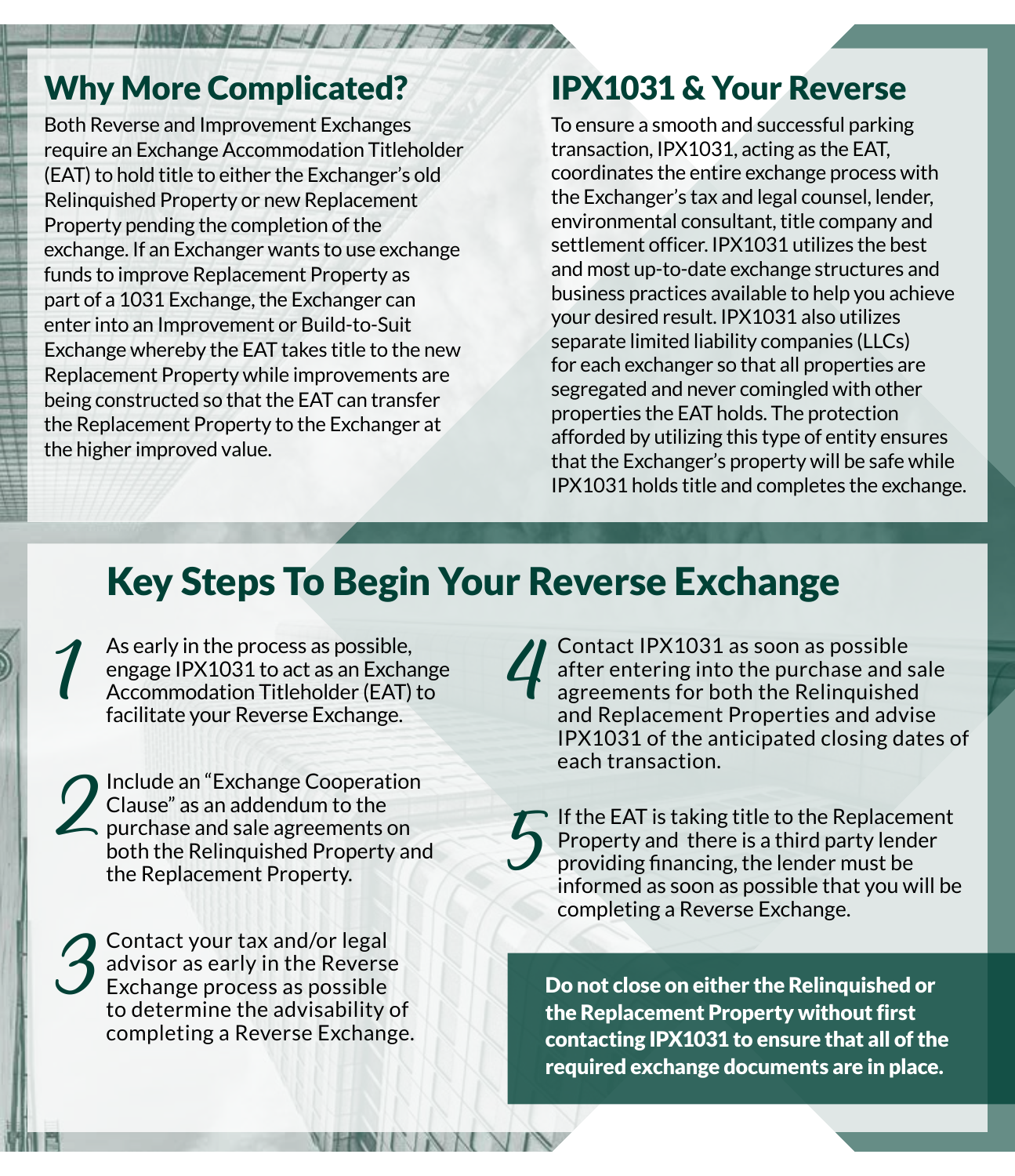## Why More Complicated?

Both Reverse and Improvement Exchanges require an Exchange Accommodation Titleholder (EAT) to hold title to either the Exchanger's old Relinquished Property or new Replacement Property pending the completion of the exchange. If an Exchanger wants to use exchange funds to improve Replacement Property as part of a 1031 Exchange, the Exchanger can enter into an Improvement or Build-to-Suit Exchange whereby the EAT takes title to the new Replacement Property while improvements are being constructed so that the EAT can transfer the Replacement Property to the Exchanger at the higher improved value.

## IPX1031 & Your Reverse

To ensure a smooth and successful parking transaction, IPX1031, acting as the EAT, coordinates the entire exchange process with the Exchanger's tax and legal counsel, lender, environmental consultant, title company and settlement officer. IPX1031 utilizes the best and most up-to-date exchange structures and business practices available to help you achieve your desired result. IPX1031 also utilizes separate limited liability companies (LLCs) for each exchanger so that all properties are segregated and never comingled with other properties the EAT holds. The protection afforded by utilizing this type of entity ensures that the Exchanger's property will be safe while IPX1031 holds title and completes the exchange.

## Key Steps To Begin Your Reverse Exchange

1. As early in the process as possible, engage IPX1031 to act as an Exchange Accommodation Titleholder (EAT) to facilitate your Reverse Exchange.
2. Include an "Exchange Cooperation Clause" as an addendum to the purchase and sale agreements on both the Relinquished Property and the Replacement Property.
3. Contact your tax and/or legal advisor as early in the Reverse Exchange process as possible to determine the advisability of completing a Reverse Exchange.
4. Contact IPX1031 as soon as possible after entering into the purchase and sale agreements for both the Relinquished and Replacement Properties and advise IPX1031 of the anticipated closing dates of each transaction.
5. If the EAT is taking title to the Replacement Property and there is a third party lender providing financing, the lender must be informed as soon as possible that you will be completing a Reverse Exchange.

**Do not close on either the Relinquished or the Replacement Property without first contacting IPX1031 to ensure that all of the required exchange documents are in place.**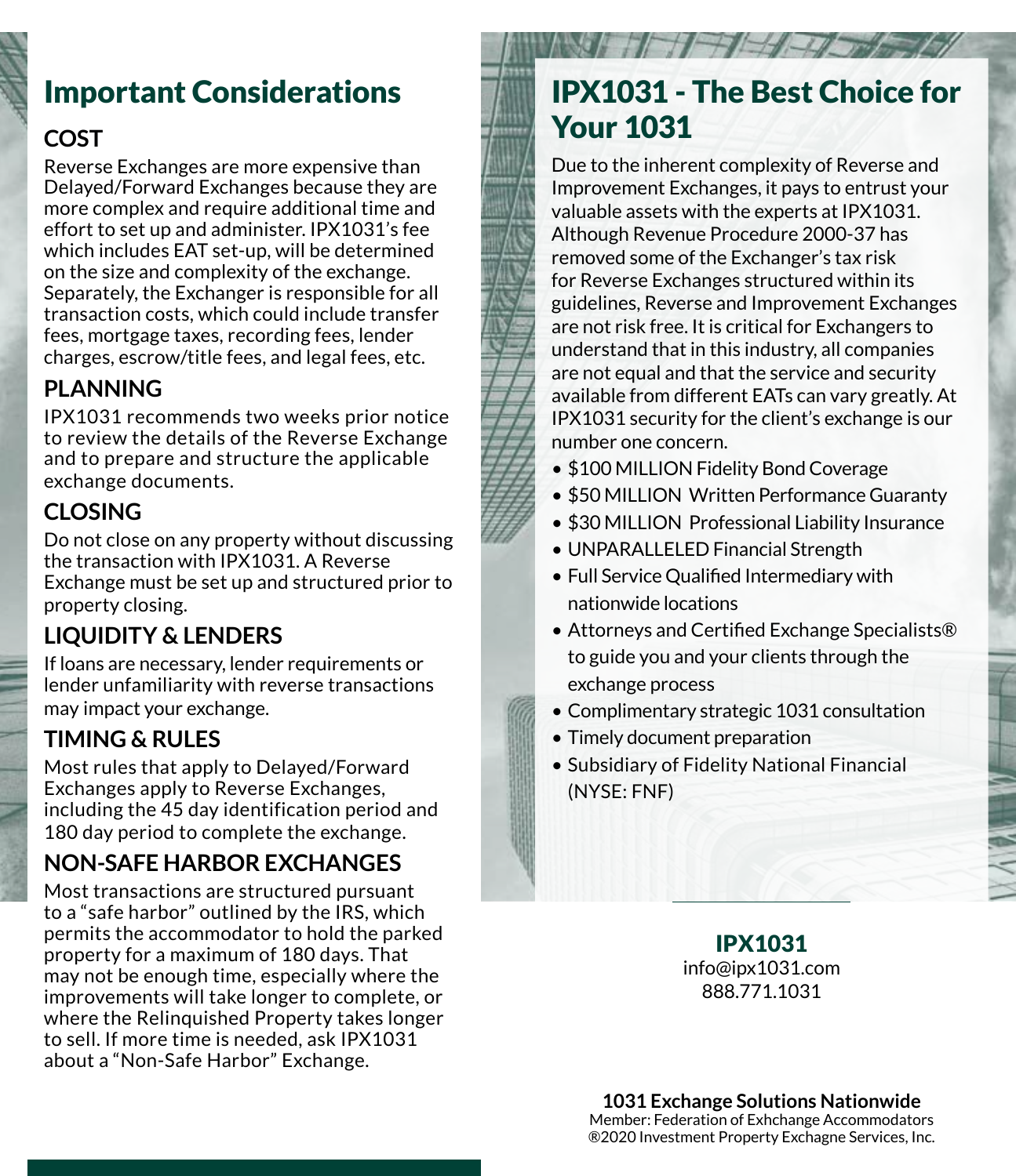# Important Considerations

### COST

Reverse Exchanges are more expensive than Delayed/Forward Exchanges because they are more complex and require additional time and effort to set up and administer. IPX1031's fee which includes EAT set-up, will be determined on the size and complexity of the exchange. Separately, the Exchanger is responsible for all transaction costs, which could include transfer fees, mortgage taxes, recording fees, lender charges, escrow/title fees, and legal fees, etc.

### PLANNING

IPX1031 recommends two weeks prior notice to review the details of the Reverse Exchange and to prepare and structure the applicable exchange documents.

### CLOSING

Do not close on any property without discussing the transaction with IPX1031. A Reverse Exchange must be set up and structured prior to property closing.

### LIQUIDITY & LENDERS

If loans are necessary, lender requirements or lender unfamiliarity with reverse transactions may impact your exchange.

### TIMING & RULES

Most rules that apply to Delayed/Forward Exchanges apply to Reverse Exchanges, including the 45 day identification period and 180 day period to complete the exchange.

### NON-SAFE HARBOR EXCHANGES

Most transactions are structured pursuant to a "safe harbor" outlined by the IRS, which permits the accommodator to hold the parked property for a maximum of 180 days. That may not be enough time, especially where the improvements will take longer to complete, or where the Relinquished Property takes longer to sell. If more time is needed, ask IPX1031 about a "Non-Safe Harbor" Exchange.

# IPX1031 - The Best Choice for Your 1031

Due to the inherent complexity of Reverse and Improvement Exchanges, it pays to entrust your valuable assets with the experts at IPX1031. Although Revenue Procedure 2000-37 has removed some of the Exchanger's tax risk for Reverse Exchanges structured within its guidelines, Reverse and Improvement Exchanges are not risk free. It is critical for Exchangers to understand that in this industry, all companies are not equal and that the service and security available from different EATs can vary greatly. At IPX1031 security for the client's exchange is our number one concern.

- $100 MILLION Fidelity Bond Coverage
- $50 MILLION Written Performance Guaranty
- $30 MILLION Professional Liability Insurance
- UNPARALLELED Financial Strength
- Full Service Qualified Intermediary with nationwide locations
- Attorneys and Certified Exchange Specialists® to guide you and your clients through the exchange process
- Complimentary strategic 1031 consultation
- Timely document preparation
- Subsidiary of Fidelity National Financial (NYSE: FNF)

**IPX1031**
info@ipx1031.com
888.771.1031

**1031 Exchange Solutions Nationwide**
Member: Federation of Exhchange Accommodators
®2020 Investment Property Exchagne Services, Inc.